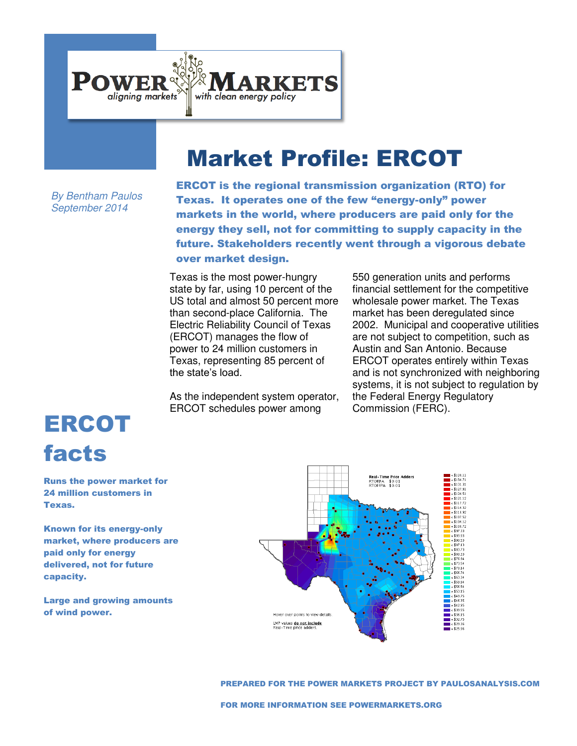POWER MARKETS
*aligning markets with clean energy policy*

# Market Profile: ERCOT

*By Bentham Paulos*
*September 2014*

**ERCOT is the regional transmission organization (RTO) for Texas. It operates one of the few "energy-only" power markets in the world, where producers are paid only for the energy they sell, not for committing to supply capacity in the future. Stakeholders recently went through a vigorous debate over market design.**

Texas is the most power-hungry state by far, using 10 percent of the US total and almost 50 percent more than second-place California. The Electric Reliability Council of Texas (ERCOT) manages the flow of power to 24 million customers in Texas, representing 85 percent of the state's load.

As the independent system operator, ERCOT schedules power among 550 generation units and performs financial settlement for the competitive wholesale power market. The Texas market has been deregulated since 2002. Municipal and cooperative utilities are not subject to competition, such as Austin and San Antonio. Because ERCOT operates entirely within Texas and is not synchronized with neighboring systems, it is not subject to regulation by the Federal Energy Regulatory Commission (FERC).

## ERCOT facts

**Runs the power market for 24 million customers in Texas.**

**Known for its energy-only market, where producers are paid only for energy delivered, not for future capacity.**

**Large and growing amounts of wind power.**

PREPARED FOR THE POWER MARKETS PROJECT BY PAULOSANALYSIS.COM

FOR MORE INFORMATION SEE POWERMARKETS.ORG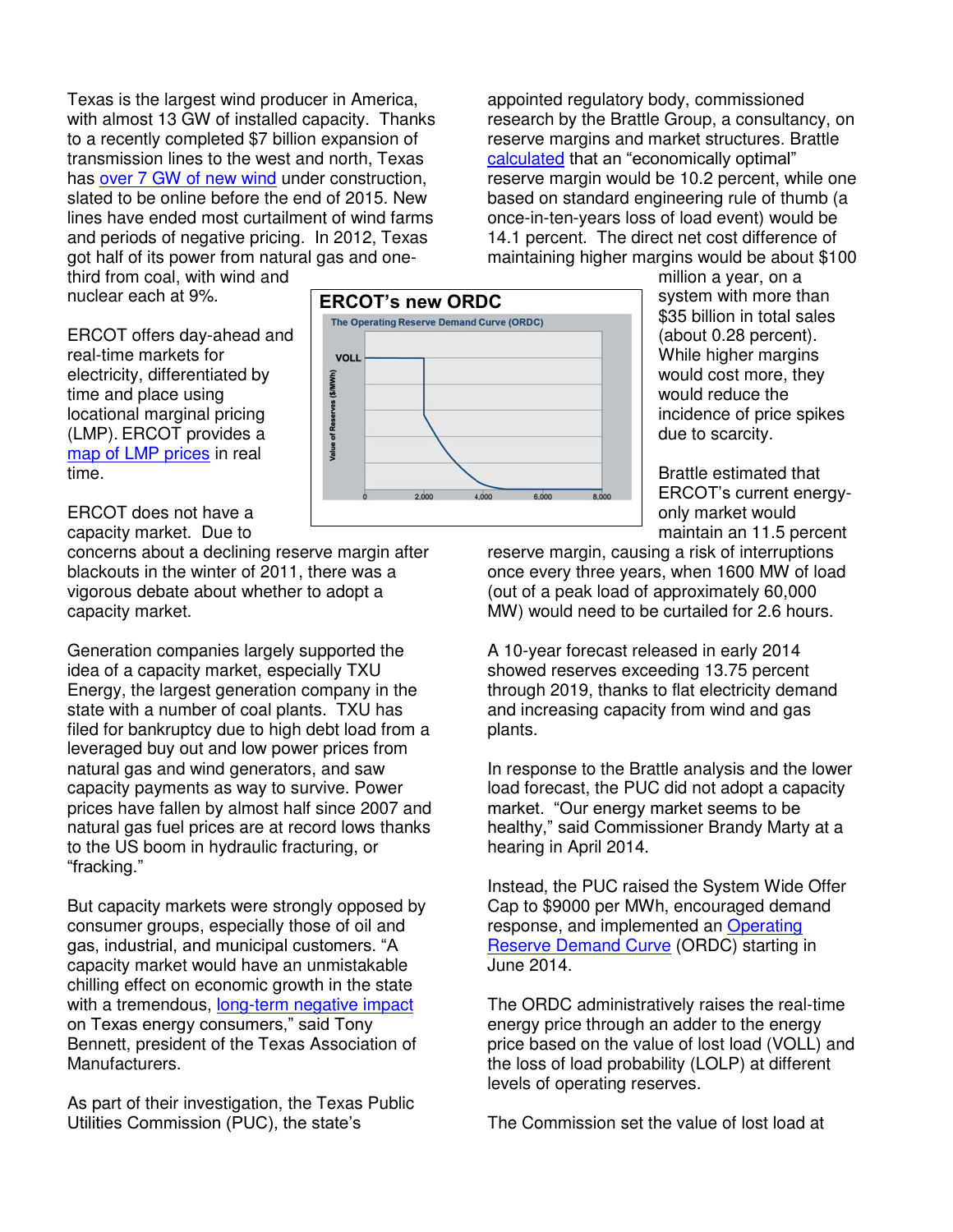Texas is the largest wind producer in America, with almost 13 GW of installed capacity. Thanks to a recently completed $7 billion expansion of transmission lines to the west and north, Texas has over 7 GW of new wind under construction, slated to be online before the end of 2015. New lines have ended most curtailment of wind farms and periods of negative pricing. In 2012, Texas got half of its power from natural gas and one-third from coal, with wind and nuclear each at 9%.

ERCOT offers day-ahead and real-time markets for electricity, differentiated by time and place using locational marginal pricing (LMP). ERCOT provides a map of LMP prices in real time.

ERCOT does not have a capacity market. Due to concerns about a declining reserve margin after blackouts in the winter of 2011, there was a vigorous debate about whether to adopt a capacity market.

Generation companies largely supported the idea of a capacity market, especially TXU Energy, the largest generation company in the state with a number of coal plants. TXU has filed for bankruptcy due to high debt load from a leveraged buy out and low power prices from natural gas and wind generators, and saw capacity payments as way to survive. Power prices have fallen by almost half since 2007 and natural gas fuel prices are at record lows thanks to the US boom in hydraulic fracturing, or "fracking."

But capacity markets were strongly opposed by consumer groups, especially those of oil and gas, industrial, and municipal customers. "A capacity market would have an unmistakable chilling effect on economic growth in the state with a tremendous, long-term negative impact on Texas energy consumers," said Tony Bennett, president of the Texas Association of Manufacturers.

As part of their investigation, the Texas Public Utilities Commission (PUC), the state's appointed regulatory body, commissioned research by the Brattle Group, a consultancy, on reserve margins and market structures. Brattle calculated that an "economically optimal" reserve margin would be 10.2 percent, while one based on standard engineering rule of thumb (a once-in-ten-years loss of load event) would be 14.1 percent. The direct net cost difference of maintaining higher margins would be about $100 million a year, on a system with more than $35 billion in total sales (about 0.28 percent). While higher margins would cost more, they would reduce the incidence of price spikes due to scarcity.

**ERCOT's new ORDC**

Brattle estimated that ERCOT's current energy-only market would maintain an 11.5 percent reserve margin, causing a risk of interruptions once every three years, when 1600 MW of load (out of a peak load of approximately 60,000 MW) would need to be curtailed for 2.6 hours.

A 10-year forecast released in early 2014 showed reserves exceeding 13.75 percent through 2019, thanks to flat electricity demand and increasing capacity from wind and gas plants.

In response to the Brattle analysis and the lower load forecast, the PUC did not adopt a capacity market. "Our energy market seems to be healthy," said Commissioner Brandy Marty at a hearing in April 2014.

Instead, the PUC raised the System Wide Offer Cap to $9000 per MWh, encouraged demand response, and implemented an Operating Reserve Demand Curve (ORDC) starting in June 2014.

The ORDC administratively raises the real-time energy price through an adder to the energy price based on the value of lost load (VOLL) and the loss of load probability (LOLP) at different levels of operating reserves.

The Commission set the value of lost load at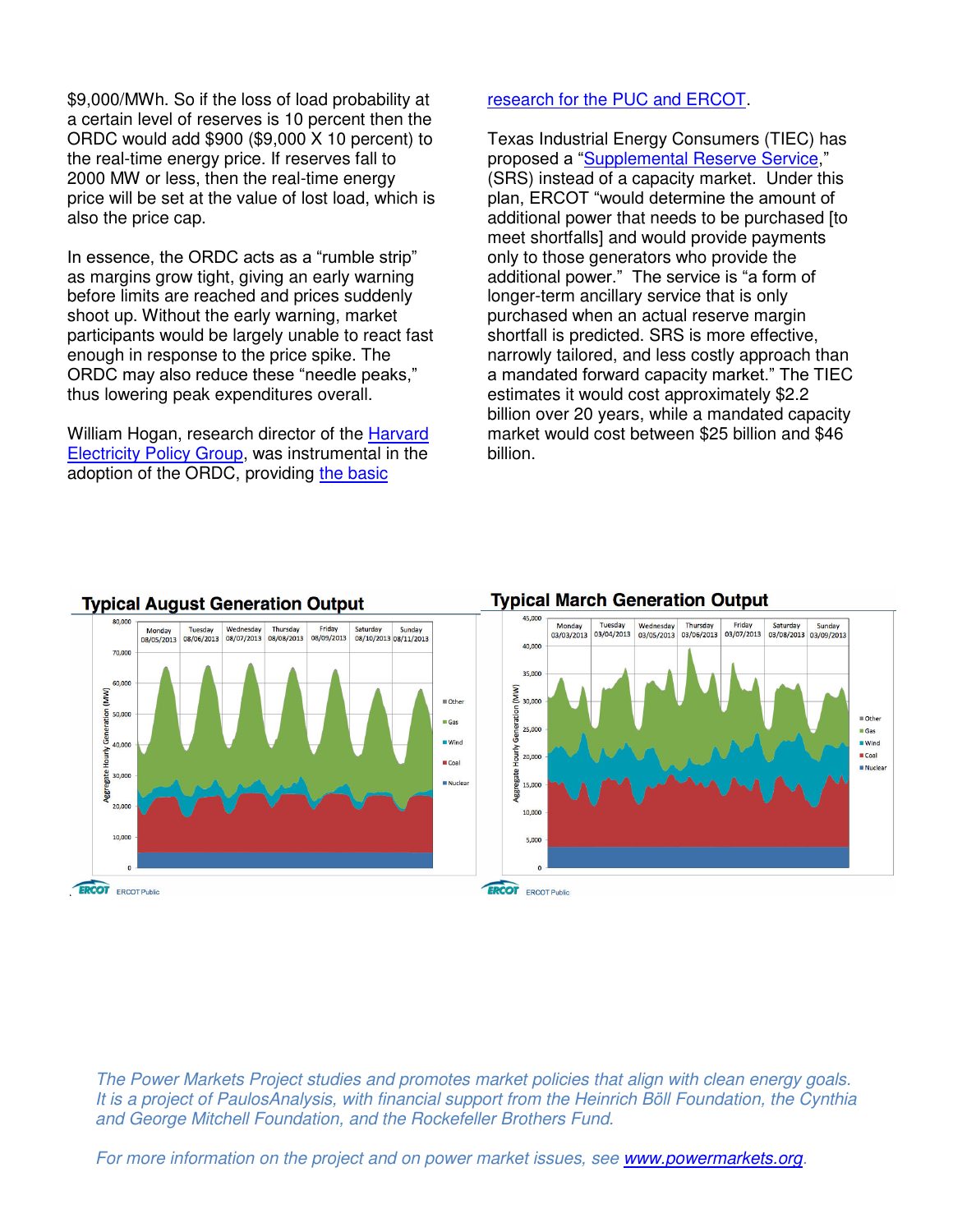$9,000/MWh. So if the loss of load probability at a certain level of reserves is 10 percent then the ORDC would add $900 ($9,000 X 10 percent) to the real-time energy price. If reserves fall to 2000 MW or less, then the real-time energy price will be set at the value of lost load, which is also the price cap.

In essence, the ORDC acts as a "rumble strip" as margins grow tight, giving an early warning before limits are reached and prices suddenly shoot up. Without the early warning, market participants would be largely unable to react fast enough in response to the price spike. The ORDC may also reduce these "needle peaks," thus lowering peak expenditures overall.

William Hogan, research director of the Harvard Electricity Policy Group, was instrumental in the adoption of the ORDC, providing the basic research for the PUC and ERCOT.

Texas Industrial Energy Consumers (TIEC) has proposed a "Supplemental Reserve Service," (SRS) instead of a capacity market. Under this plan, ERCOT "would determine the amount of additional power that needs to be purchased [to meet shortfalls] and would provide payments only to those generators who provide the additional power." The service is "a form of longer-term ancillary service that is only purchased when an actual reserve margin shortfall is predicted. SRS is more effective, narrowly tailored, and less costly approach than a mandated forward capacity market." The TIEC estimates it would cost approximately $2.2 billion over 20 years, while a mandated capacity market would cost between $25 billion and $46 billion.

**Typical August Generation Output**

Aggregate Hourly Generation (MW)
80,000
70,000
60,000
50,000
40,000
30,000
20,000
10,000
0
Monday 08/05/2013
Tuesday 08/06/2013
Wednesday 08/07/2013
Thursday 08/08/2013
Friday 08/09/2013
Saturday 08/10/2013
Sunday 08/11/2013
Other
Gas
Wind
Coal
Nuclear
ERCOT ERCOT Public

**Typical March Generation Output**

Aggregate Hourly Generation (MW)
45,000
40,000
35,000
30,000
25,000
20,000
15,000
10,000
5,000
0
Monday 03/03/2013
Tuesday 03/04/2013
Wednesday 03/05/2013
Thursday 03/06/2013
Friday 03/07/2013
Saturday 03/08/2013
Sunday 03/09/2013
Other
Gas
Wind
Coal
Nuclear
ERCOT ERCOT Public

*The Power Markets Project studies and promotes market policies that align with clean energy goals. It is a project of PaulosAnalysis, with financial support from the Heinrich Böll Foundation, the Cynthia and George Mitchell Foundation, and the Rockefeller Brothers Fund.*

*For more information on the project and on power market issues, see www.powermarkets.org.*